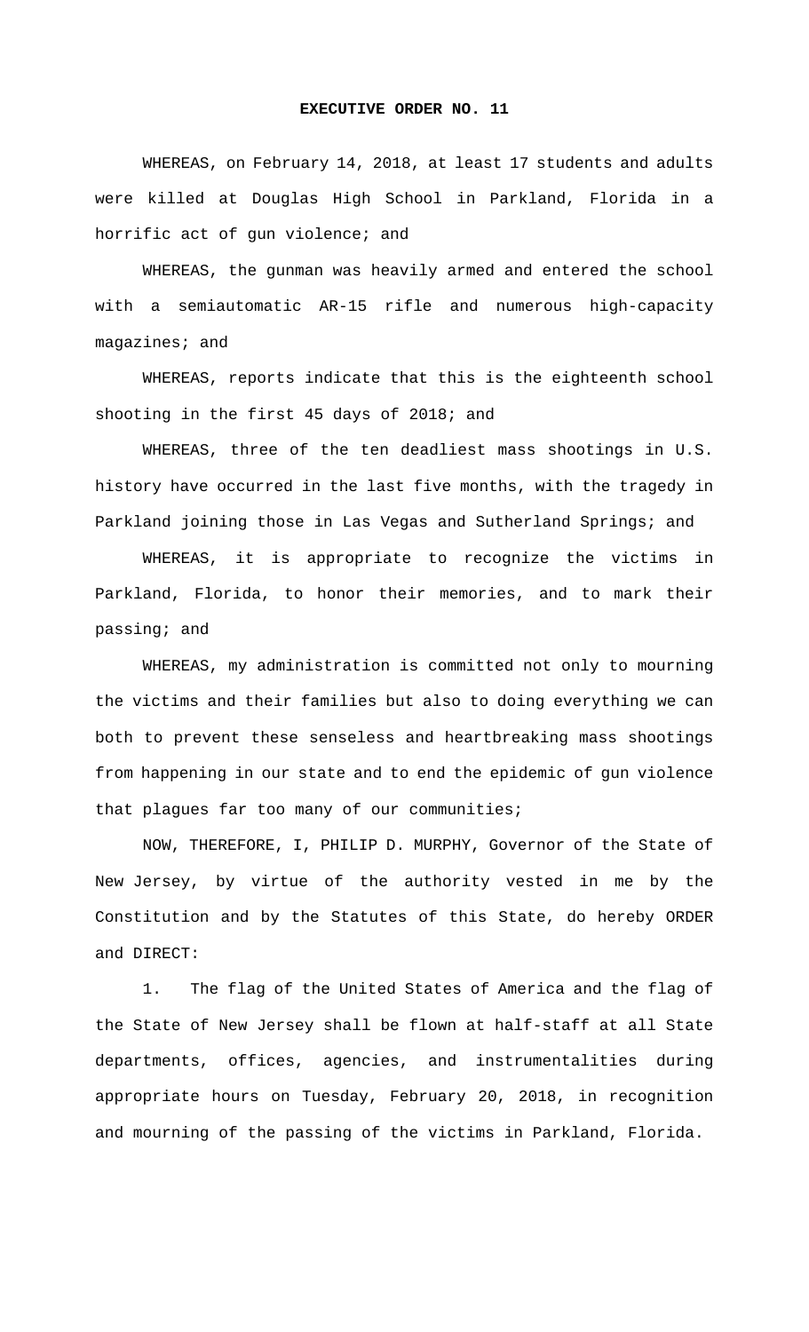# EXECUTIVE ORDER NO. 11

WHEREAS, on February 14, 2018, at least 17 students and adults were killed at Douglas High School in Parkland, Florida in a horrific act of gun violence; and

WHEREAS, the gunman was heavily armed and entered the school with a semiautomatic AR-15 rifle and numerous high-capacity magazines; and

WHEREAS, reports indicate that this is the eighteenth school shooting in the first 45 days of 2018; and

WHEREAS, three of the ten deadliest mass shootings in U.S. history have occurred in the last five months, with the tragedy in Parkland joining those in Las Vegas and Sutherland Springs; and

WHEREAS, it is appropriate to recognize the victims in Parkland, Florida, to honor their memories, and to mark their passing; and

WHEREAS, my administration is committed not only to mourning the victims and their families but also to doing everything we can both to prevent these senseless and heartbreaking mass shootings from happening in our state and to end the epidemic of gun violence that plagues far too many of our communities;

NOW, THEREFORE, I, PHILIP D. MURPHY, Governor of the State of New Jersey, by virtue of the authority vested in me by the Constitution and by the Statutes of this State, do hereby ORDER and DIRECT:

1. The flag of the United States of America and the flag of the State of New Jersey shall be flown at half-staff at all State departments, offices, agencies, and instrumentalities during appropriate hours on Tuesday, February 20, 2018, in recognition and mourning of the passing of the victims in Parkland, Florida.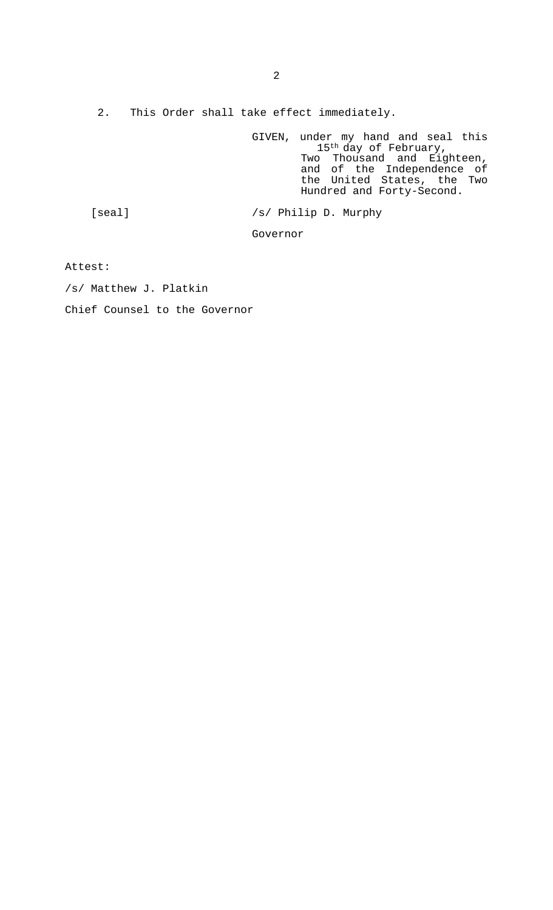2. This Order shall take effect immediately.

GIVEN, under my hand and seal this 15th day of February, Two Thousand and Eighteen, and of the Independence of the United States, the Two Hundred and Forty-Second.

[seal]

/s/ Philip D. Murphy

Governor

Attest:

/s/ Matthew J. Platkin

Chief Counsel to the Governor